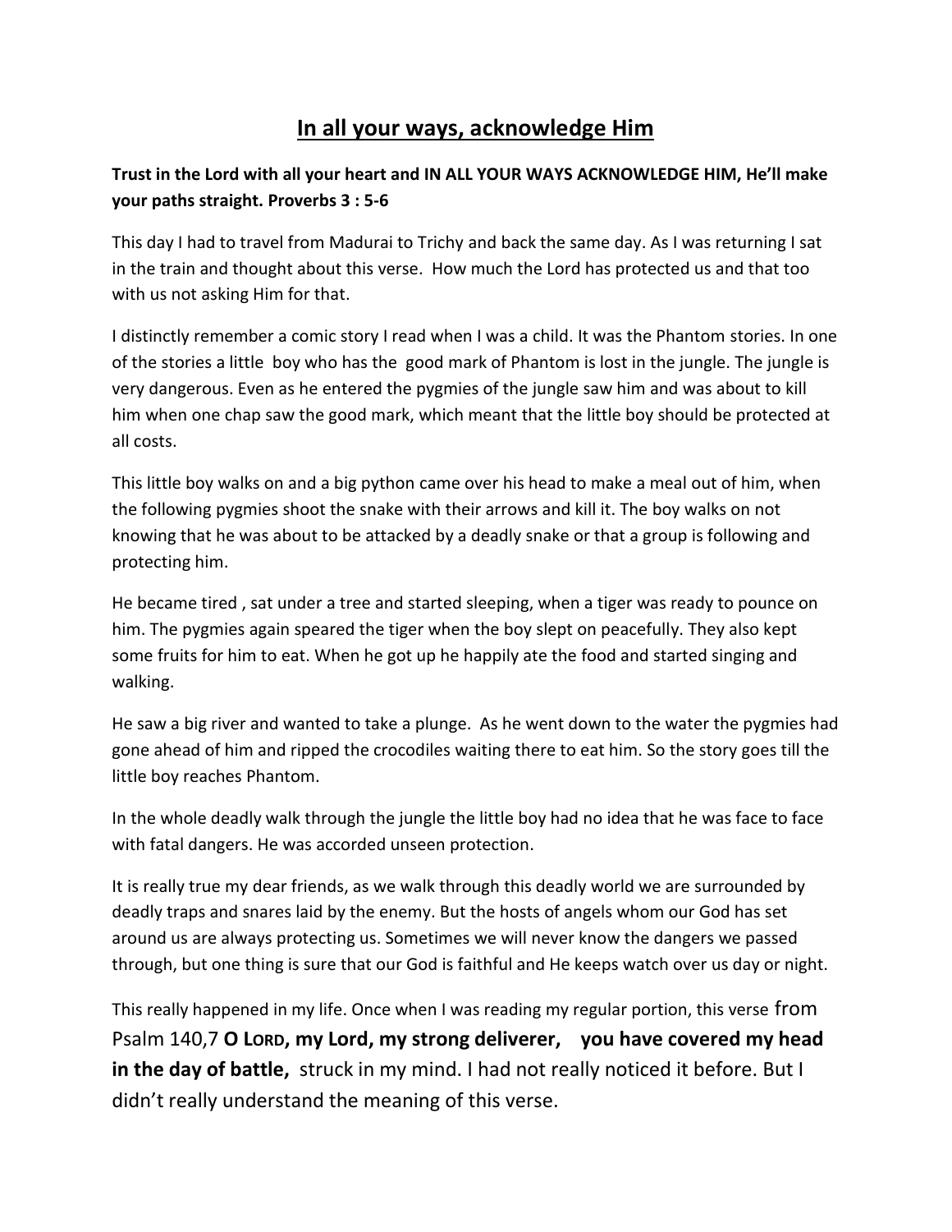# <u>In all your ways, acknowledge Him</u>

**Trust in the Lord with all your heart and IN ALL YOUR WAYS ACKNOWLEDGE HIM, He'll make your paths straight. Proverbs 3 : 5-6**

This day I had to travel from Madurai to Trichy and back the same day. As I was returning I sat in the train and thought about this verse. How much the Lord has protected us and that too with us not asking Him for that.

I distinctly remember a comic story I read when I was a child. It was the Phantom stories. In one of the stories a little boy who has the good mark of Phantom is lost in the jungle. The jungle is very dangerous. Even as he entered the pygmies of the jungle saw him and was about to kill him when one chap saw the good mark, which meant that the little boy should be protected at all costs.

This little boy walks on and a big python came over his head to make a meal out of him, when the following pygmies shoot the snake with their arrows and kill it. The boy walks on not knowing that he was about to be attacked by a deadly snake or that a group is following and protecting him.

He became tired , sat under a tree and started sleeping, when a tiger was ready to pounce on him. The pygmies again speared the tiger when the boy slept on peacefully. They also kept some fruits for him to eat. When he got up he happily ate the food and started singing and walking.

He saw a big river and wanted to take a plunge. As he went down to the water the pygmies had gone ahead of him and ripped the crocodiles waiting there to eat him. So the story goes till the little boy reaches Phantom.

In the whole deadly walk through the jungle the little boy had no idea that he was face to face with fatal dangers. He was accorded unseen protection.

It is really true my dear friends, as we walk through this deadly world we are surrounded by deadly traps and snares laid by the enemy. But the hosts of angels whom our God has set around us are always protecting us. Sometimes we will never know the dangers we passed through, but one thing is sure that our God is faithful and He keeps watch over us day or night.

This really happened in my life. Once when I was reading my regular portion, this verse from Psalm 140,7 **O Lord, my Lord, my strong deliverer, you have covered my head in the day of battle,** struck in my mind. I had not really noticed it before. But I didn't really understand the meaning of this verse.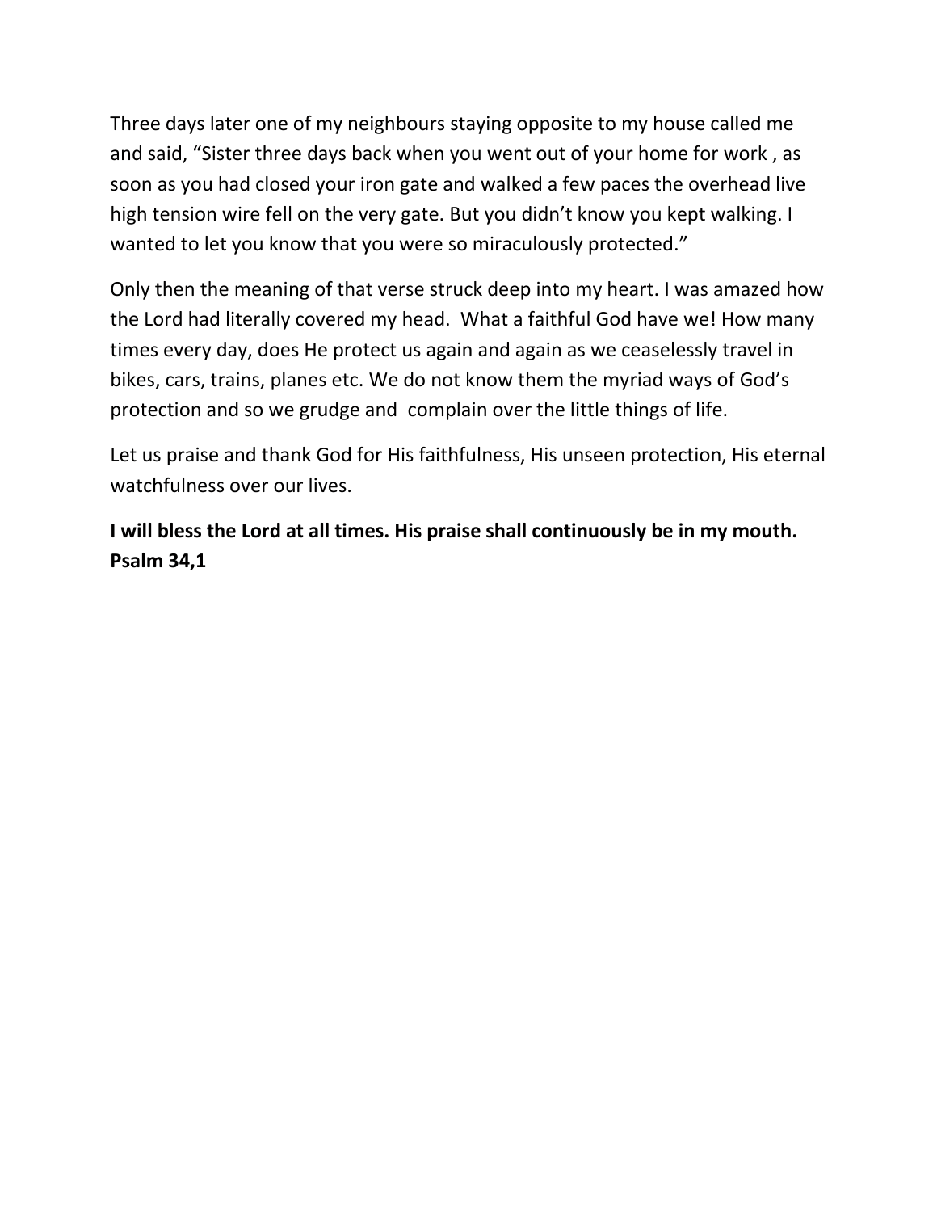Three days later one of my neighbours staying opposite to my house called me and said, “Sister three days back when you went out of your home for work , as soon as you had closed your iron gate and walked a few paces the overhead live high tension wire fell on the very gate. But you didn’t know you kept walking. I wanted to let you know that you were so miraculously protected.”

Only then the meaning of that verse struck deep into my heart. I was amazed how the Lord had literally covered my head.  What a faithful God have we! How many times every day, does He protect us again and again as we ceaselessly travel in bikes, cars, trains, planes etc. We do not know them the myriad ways of God’s protection and so we grudge and  complain over the little things of life.

Let us praise and thank God for His faithfulness, His unseen protection, His eternal watchfulness over our lives.

**I will bless the Lord at all times. His praise shall continuously be in my mouth. Psalm 34,1**